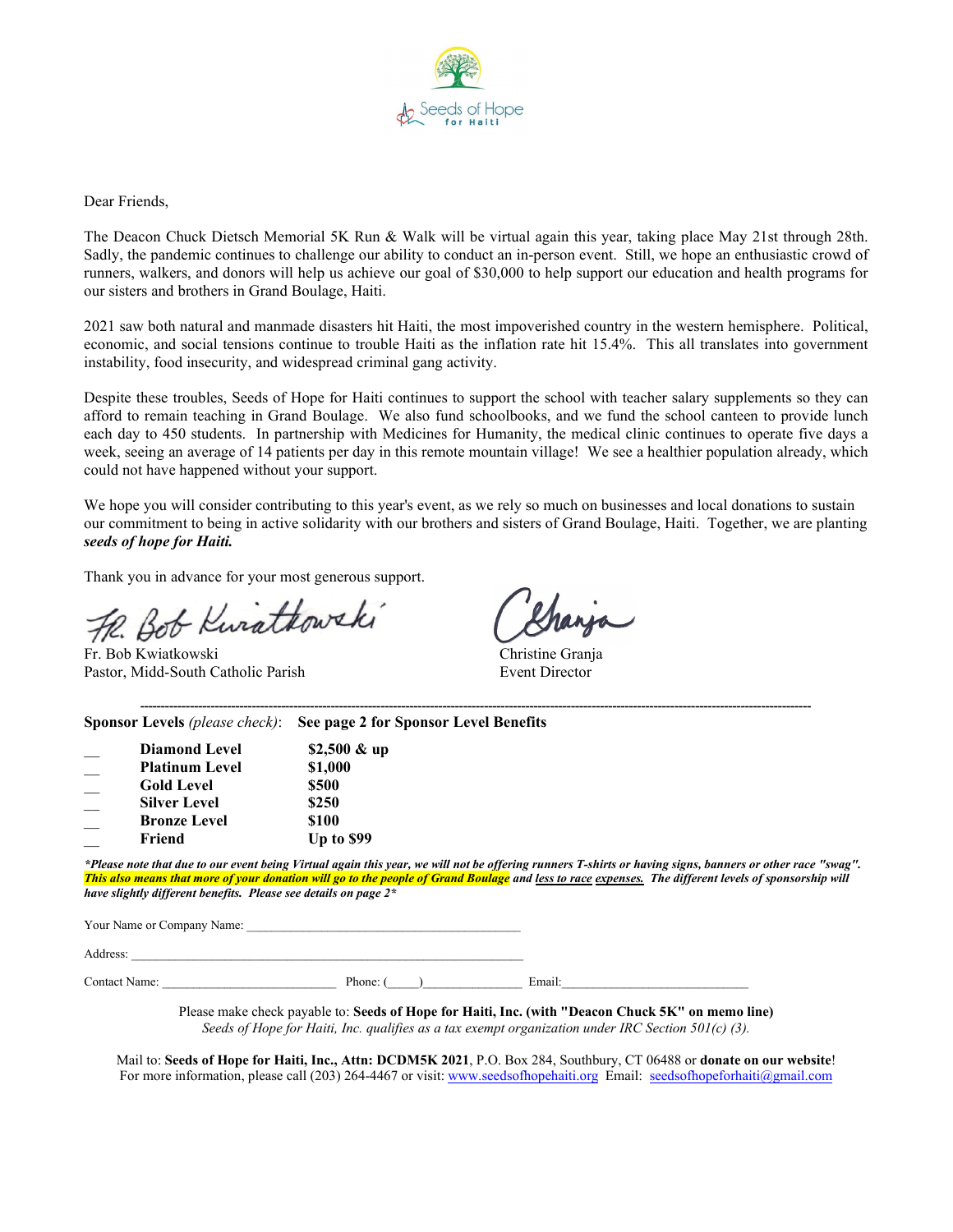Seeds of Hope for Haiti

Dear Friends,

The Deacon Chuck Dietsch Memorial 5K Run & Walk will be virtual again this year, taking place May 21st through 28th. Sadly, the pandemic continues to challenge our ability to conduct an in-person event. Still, we hope an enthusiastic crowd of runners, walkers, and donors will help us achieve our goal of $30,000 to help support our education and health programs for our sisters and brothers in Grand Boulage, Haiti.

2021 saw both natural and manmade disasters hit Haiti, the most impoverished country in the western hemisphere. Political, economic, and social tensions continue to trouble Haiti as the inflation rate hit 15.4%. This all translates into government instability, food insecurity, and widespread criminal gang activity.

Despite these troubles, Seeds of Hope for Haiti continues to support the school with teacher salary supplements so they can afford to remain teaching in Grand Boulage. We also fund schoolbooks, and we fund the school canteen to provide lunch each day to 450 students. In partnership with Medicines for Humanity, the medical clinic continues to operate five days a week, seeing an average of 14 patients per day in this remote mountain village! We see a healthier population already, which could not have happened without your support.

We hope you will consider contributing to this year's event, as we rely so much on businesses and local donations to sustain our commitment to being in active solidarity with our brothers and sisters of Grand Boulage, Haiti. Together, we are planting ***seeds of hope for Haiti.***

Thank you in advance for your most generous support.

Fr. Bob Kwiatkowski
Pastor, Midd-South Catholic Parish

Christine Granja
Event Director

---

**Sponsor Levels** *(please check)*: **See page 2 for Sponsor Level Benefits**

| | Level | Amount |
|---|---|---|
| __ | **Diamond Level** | **$2,500 & up** |
| __ | **Platinum Level** | **$1,000** |
| __ | **Gold Level** | **$500** |
| __ | **Silver Level** | **$250** |
| __ | **Bronze Level** | **$100** |
| __ | **Friend** | **Up to $99** |

***Please note that due to our event being Virtual again this year, we will not be offering runners T-shirts or having signs, banners or other race "swag". This also means that more of your donation will go to the people of Grand Boulage and less to race expenses. The different levels of sponsorship will have slightly different benefits. Please see details on page 2****

Your Name or Company Name: ___________________________________________

Address: _______________________________________________________________

Contact Name: ___________________________ Phone: (_____)_______________ Email:_____________________________

Please make check payable to: **Seeds of Hope for Haiti, Inc. (with "Deacon Chuck 5K" on memo line)**
*Seeds of Hope for Haiti, Inc. qualifies as a tax exempt organization under IRC Section 501(c) (3).*

Mail to: **Seeds of Hope for Haiti, Inc., Attn: DCDM5K 2021**, P.O. Box 284, Southbury, CT 06488 or **donate on our website**!
For more information, please call (203) 264-4467 or visit: www.seedsofhopehaiti.org Email: seedsofhopeforhaiti@gmail.com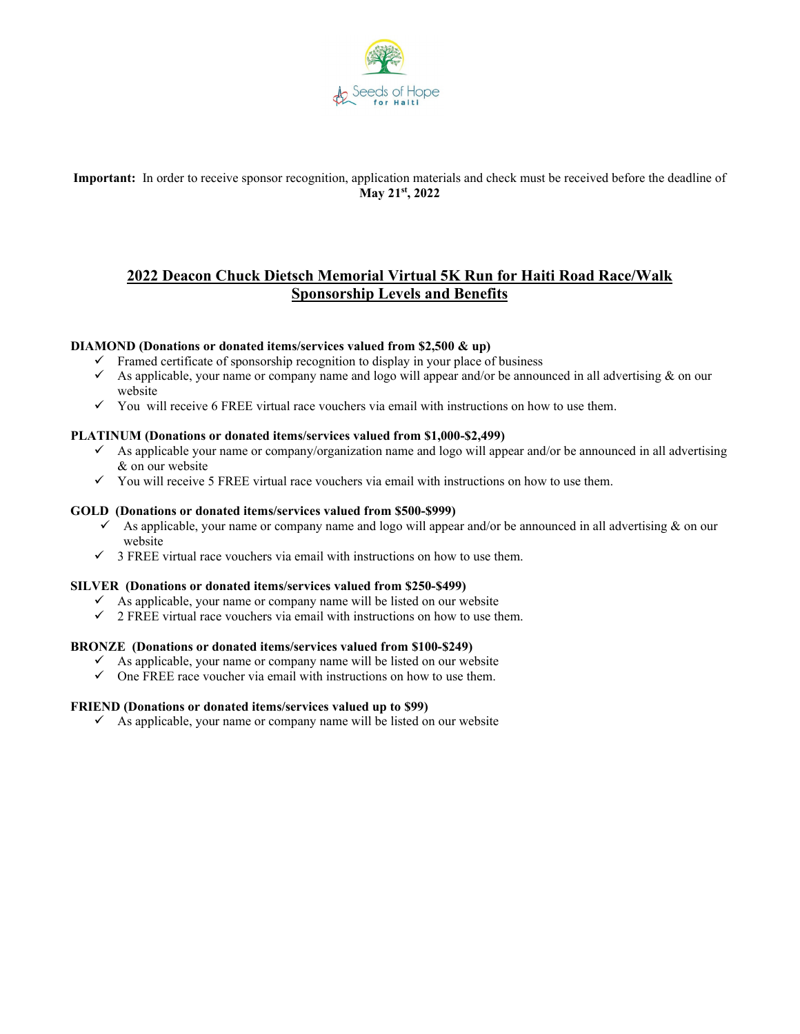Seeds of Hope for Haiti

**Important:** In order to receive sponsor recognition, application materials and check must be received before the deadline of **May 21st, 2022**

## 2022 Deacon Chuck Dietsch Memorial Virtual 5K Run for Haiti Road Race/Walk Sponsorship Levels and Benefits

**DIAMOND (Donations or donated items/services valued from $2,500 & up)**

- ✓ Framed certificate of sponsorship recognition to display in your place of business
- ✓ As applicable, your name or company name and logo will appear and/or be announced in all advertising & on our website
- ✓ You will receive 6 FREE virtual race vouchers via email with instructions on how to use them.

**PLATINUM (Donations or donated items/services valued from $1,000-$2,499)**

- ✓ As applicable your name or company/organization name and logo will appear and/or be announced in all advertising & on our website
- ✓ You will receive 5 FREE virtual race vouchers via email with instructions on how to use them.

**GOLD (Donations or donated items/services valued from $500-$999)**

- ✓ As applicable, your name or company name and logo will appear and/or be announced in all advertising & on our website
- ✓ 3 FREE virtual race vouchers via email with instructions on how to use them.

**SILVER (Donations or donated items/services valued from $250-$499)**

- ✓ As applicable, your name or company name will be listed on our website
- ✓ 2 FREE virtual race vouchers via email with instructions on how to use them.

**BRONZE (Donations or donated items/services valued from $100-$249)**

- ✓ As applicable, your name or company name will be listed on our website
- ✓ One FREE race voucher via email with instructions on how to use them.

**FRIEND (Donations or donated items/services valued up to $99)**

- ✓ As applicable, your name or company name will be listed on our website